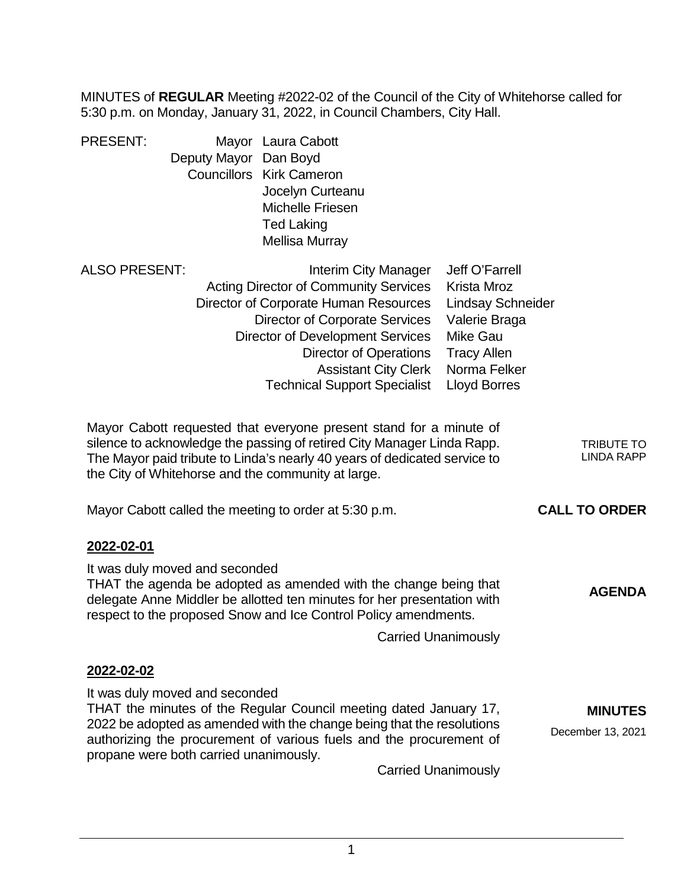MINUTES of **REGULAR** Meeting #2022-02 of the Council of the City of Whitehorse called for 5:30 p.m. on Monday, January 31, 2022, in Council Chambers, City Hall.

PRESENT:

| | |
|---|---|
| Mayor | Laura Cabott |
| Deputy Mayor | Dan Boyd |
| Councillors | Kirk Cameron |
| | Jocelyn Curteanu |
| | Michelle Friesen |
| | Ted Laking |
| | Mellisa Murray |

ALSO PRESENT:

| | |
|---|---|
| Interim City Manager | Jeff O'Farrell |
| Acting Director of Community Services | Krista Mroz |
| Director of Corporate Human Resources | Lindsay Schneider |
| Director of Corporate Services | Valerie Braga |
| Director of Development Services | Mike Gau |
| Director of Operations | Tracy Allen |
| Assistant City Clerk | Norma Felker |
| Technical Support Specialist | Lloyd Borres |

TRIBUTE TO LINDA RAPP

Mayor Cabott requested that everyone present stand for a minute of silence to acknowledge the passing of retired City Manager Linda Rapp. The Mayor paid tribute to Linda's nearly 40 years of dedicated service to the City of Whitehorse and the community at large.

**CALL TO ORDER**

Mayor Cabott called the meeting to order at 5:30 p.m.

**2022-02-01**

**AGENDA**

It was duly moved and seconded
THAT the agenda be adopted as amended with the change being that delegate Anne Middler be allotted ten minutes for her presentation with respect to the proposed Snow and Ice Control Policy amendments.

Carried Unanimously

**2022-02-02**

**MINUTES**

December 13, 2021

It was duly moved and seconded
THAT the minutes of the Regular Council meeting dated January 17, 2022 be adopted as amended with the change being that the resolutions authorizing the procurement of various fuels and the procurement of propane were both carried unanimously.

Carried Unanimously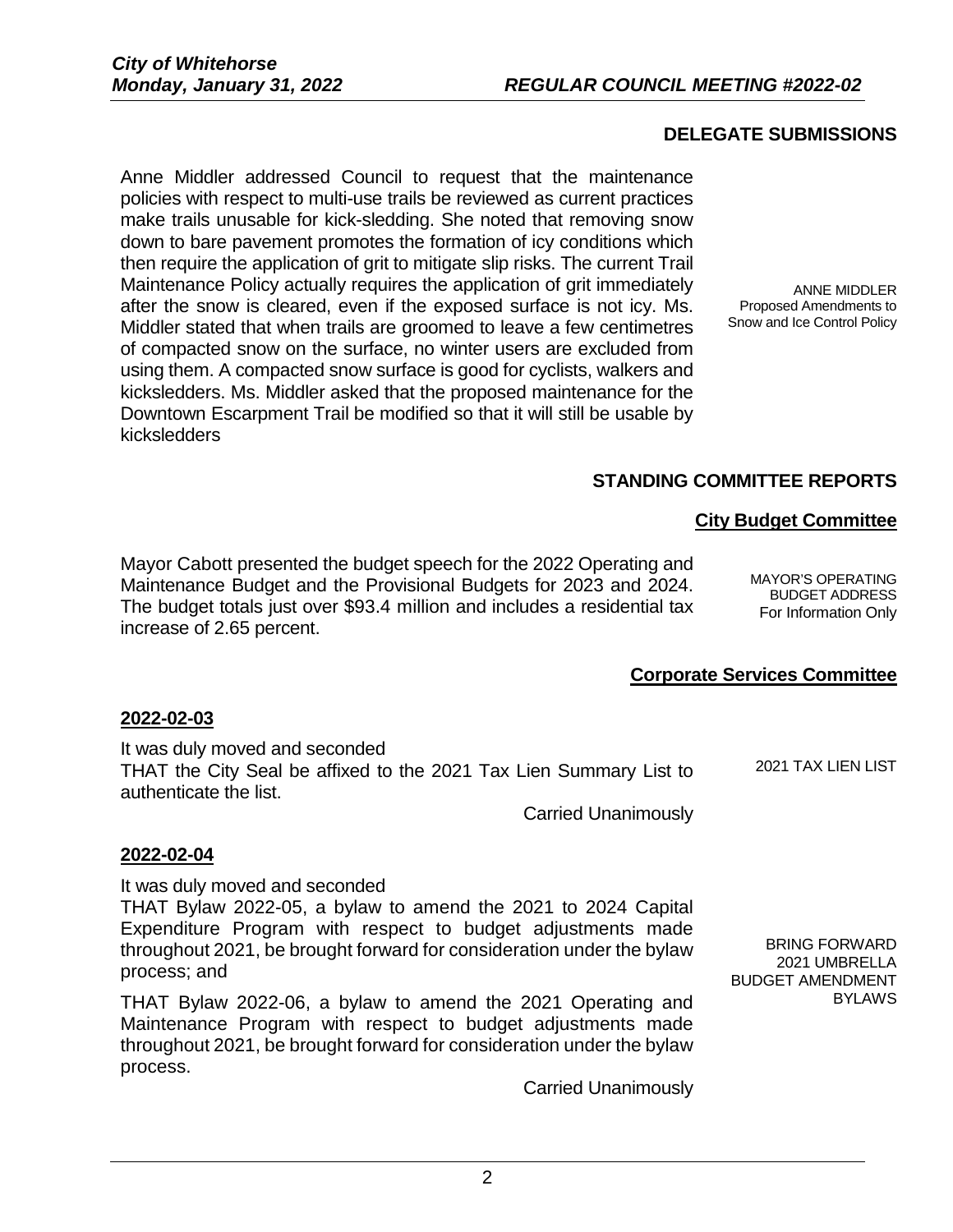## DELEGATE SUBMISSIONS

ANNE MIDDLER
Proposed Amendments to Snow and Ice Control Policy

Anne Middler addressed Council to request that the maintenance policies with respect to multi-use trails be reviewed as current practices make trails unusable for kick-sledding. She noted that removing snow down to bare pavement promotes the formation of icy conditions which then require the application of grit to mitigate slip risks. The current Trail Maintenance Policy actually requires the application of grit immediately after the snow is cleared, even if the exposed surface is not icy. Ms. Middler stated that when trails are groomed to leave a few centimetres of compacted snow on the surface, no winter users are excluded from using them. A compacted snow surface is good for cyclists, walkers and kicksledders. Ms. Middler asked that the proposed maintenance for the Downtown Escarpment Trail be modified so that it will still be usable by kicksledders

## STANDING COMMITTEE REPORTS

### City Budget Committee

MAYOR'S OPERATING BUDGET ADDRESS
For Information Only

Mayor Cabott presented the budget speech for the 2022 Operating and Maintenance Budget and the Provisional Budgets for 2023 and 2024. The budget totals just over $93.4 million and includes a residential tax increase of 2.65 percent.

### Corporate Services Committee

**2022-02-03**

2021 TAX LIEN LIST

It was duly moved and seconded
THAT the City Seal be affixed to the 2021 Tax Lien Summary List to authenticate the list.

Carried Unanimously

**2022-02-04**

BRING FORWARD 2021 UMBRELLA BUDGET AMENDMENT BYLAWS

It was duly moved and seconded
THAT Bylaw 2022-05, a bylaw to amend the 2021 to 2024 Capital Expenditure Program with respect to budget adjustments made throughout 2021, be brought forward for consideration under the bylaw process; and

THAT Bylaw 2022-06, a bylaw to amend the 2021 Operating and Maintenance Program with respect to budget adjustments made throughout 2021, be brought forward for consideration under the bylaw process.

Carried Unanimously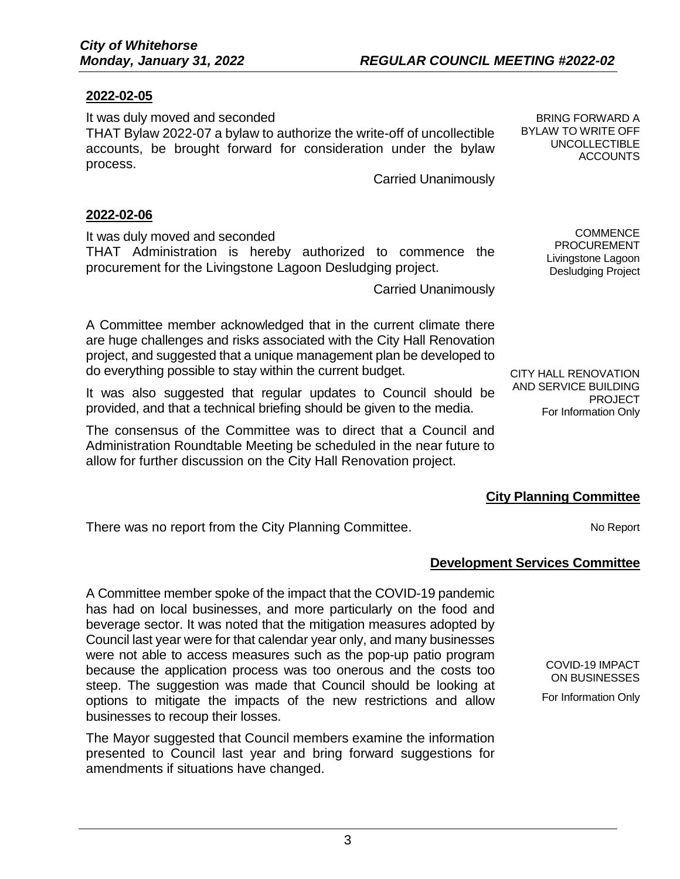**2022-02-05**

It was duly moved and seconded

THAT Bylaw 2022-07 a bylaw to authorize the write-off of uncollectible accounts, be brought forward for consideration under the bylaw process.

Carried Unanimously

BRING FORWARD A BYLAW TO WRITE OFF UNCOLLECTIBLE ACCOUNTS

**2022-02-06**

It was duly moved and seconded

THAT Administration is hereby authorized to commence the procurement for the Livingstone Lagoon Desludging project.

Carried Unanimously

COMMENCE PROCUREMENT Livingstone Lagoon Desludging Project

A Committee member acknowledged that in the current climate there are huge challenges and risks associated with the City Hall Renovation project, and suggested that a unique management plan be developed to do everything possible to stay within the current budget.

It was also suggested that regular updates to Council should be provided, and that a technical briefing should be given to the media.

The consensus of the Committee was to direct that a Council and Administration Roundtable Meeting be scheduled in the near future to allow for further discussion on the City Hall Renovation project.

CITY HALL RENOVATION AND SERVICE BUILDING PROJECT For Information Only

## City Planning Committee

There was no report from the City Planning Committee.

No Report

## Development Services Committee

A Committee member spoke of the impact that the COVID-19 pandemic has had on local businesses, and more particularly on the food and beverage sector. It was noted that the mitigation measures adopted by Council last year were for that calendar year only, and many businesses were not able to access measures such as the pop-up patio program because the application process was too onerous and the costs too steep. The suggestion was made that Council should be looking at options to mitigate the impacts of the new restrictions and allow businesses to recoup their losses.

COVID-19 IMPACT ON BUSINESSES

For Information Only

The Mayor suggested that Council members examine the information presented to Council last year and bring forward suggestions for amendments if situations have changed.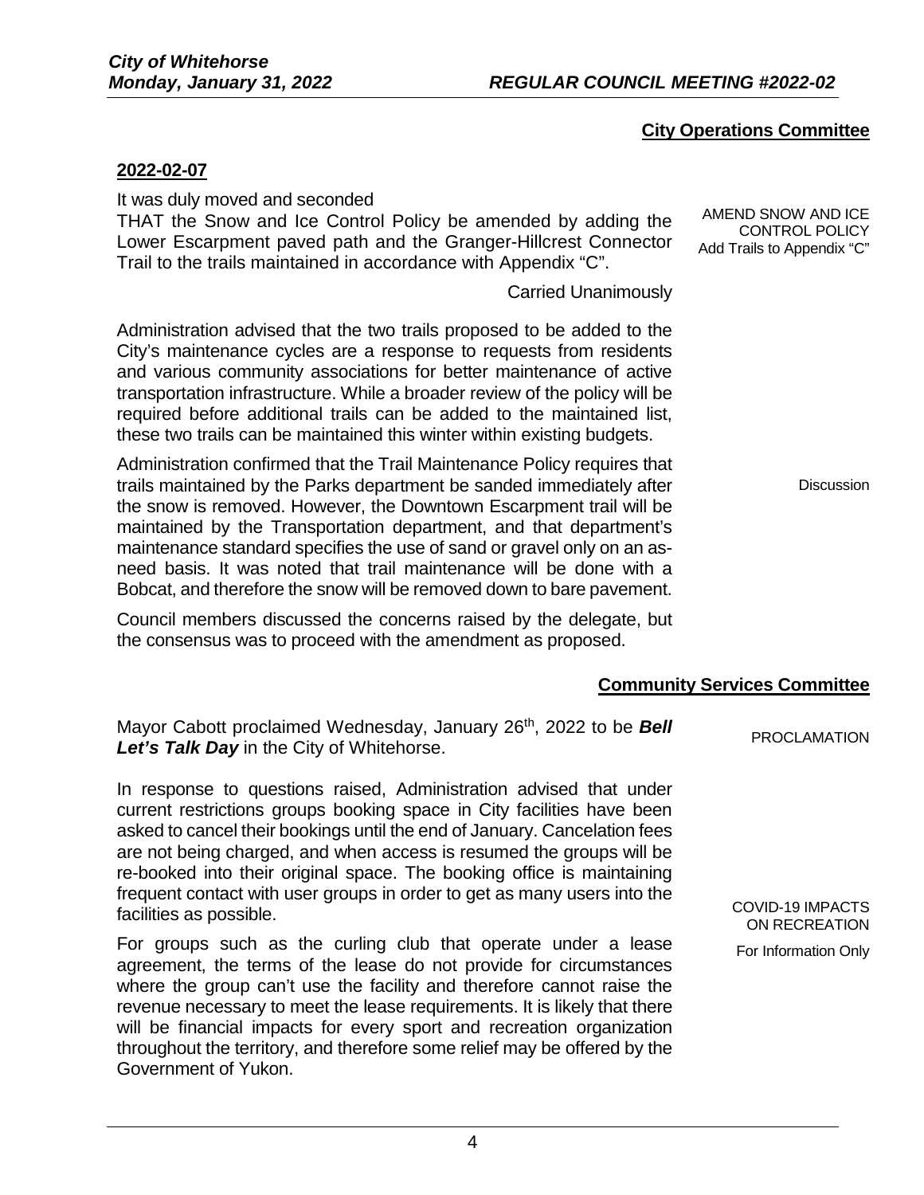## City Operations Committee

**2022-02-07**

It was duly moved and seconded

THAT the Snow and Ice Control Policy be amended by adding the Lower Escarpment paved path and the Granger-Hillcrest Connector Trail to the trails maintained in accordance with Appendix "C".

AMEND SNOW AND ICE CONTROL POLICY
Add Trails to Appendix "C"

Carried Unanimously

Administration advised that the two trails proposed to be added to the City's maintenance cycles are a response to requests from residents and various community associations for better maintenance of active transportation infrastructure. While a broader review of the policy will be required before additional trails can be added to the maintained list, these two trails can be maintained this winter within existing budgets.

Discussion

Administration confirmed that the Trail Maintenance Policy requires that trails maintained by the Parks department be sanded immediately after the snow is removed. However, the Downtown Escarpment trail will be maintained by the Transportation department, and that department's maintenance standard specifies the use of sand or gravel only on an as-need basis. It was noted that trail maintenance will be done with a Bobcat, and therefore the snow will be removed down to bare pavement.

Council members discussed the concerns raised by the delegate, but the consensus was to proceed with the amendment as proposed.

## Community Services Committee

PROCLAMATION

Mayor Cabott proclaimed Wednesday, January 26th, 2022 to be ***Bell Let's Talk Day*** in the City of Whitehorse.

COVID-19 IMPACTS ON RECREATION
For Information Only

In response to questions raised, Administration advised that under current restrictions groups booking space in City facilities have been asked to cancel their bookings until the end of January. Cancelation fees are not being charged, and when access is resumed the groups will be re-booked into their original space. The booking office is maintaining frequent contact with user groups in order to get as many users into the facilities as possible.

For groups such as the curling club that operate under a lease agreement, the terms of the lease do not provide for circumstances where the group can't use the facility and therefore cannot raise the revenue necessary to meet the lease requirements. It is likely that there will be financial impacts for every sport and recreation organization throughout the territory, and therefore some relief may be offered by the Government of Yukon.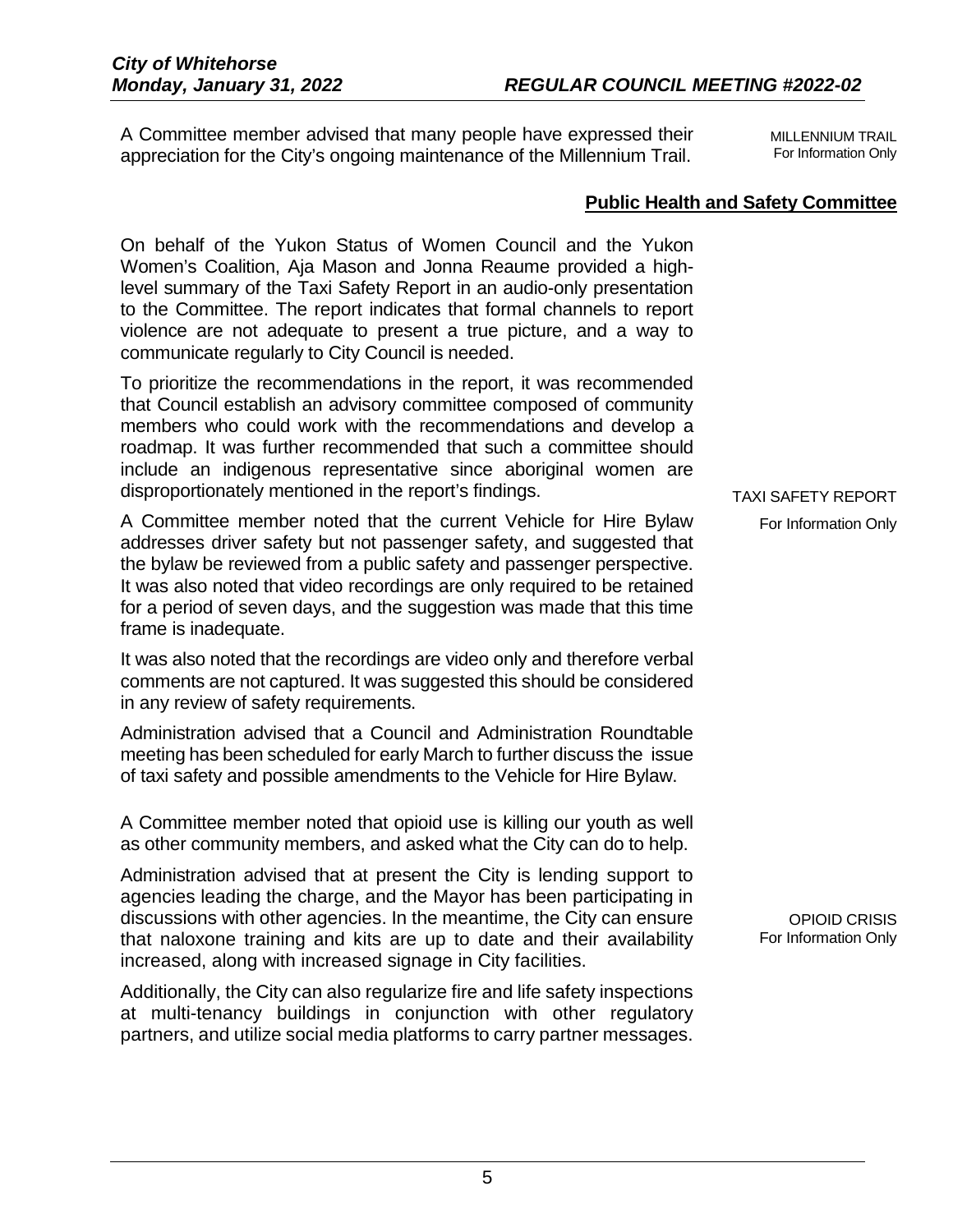A Committee member advised that many people have expressed their appreciation for the City's ongoing maintenance of the Millennium Trail.

MILLENNIUM TRAIL
For Information Only

## Public Health and Safety Committee

On behalf of the Yukon Status of Women Council and the Yukon Women's Coalition, Aja Mason and Jonna Reaume provided a high-level summary of the Taxi Safety Report in an audio-only presentation to the Committee. The report indicates that formal channels to report violence are not adequate to present a true picture, and a way to communicate regularly to City Council is needed.

To prioritize the recommendations in the report, it was recommended that Council establish an advisory committee composed of community members who could work with the recommendations and develop a roadmap. It was further recommended that such a committee should include an indigenous representative since aboriginal women are disproportionately mentioned in the report's findings.

TAXI SAFETY REPORT
For Information Only

A Committee member noted that the current Vehicle for Hire Bylaw addresses driver safety but not passenger safety, and suggested that the bylaw be reviewed from a public safety and passenger perspective. It was also noted that video recordings are only required to be retained for a period of seven days, and the suggestion was made that this time frame is inadequate.

It was also noted that the recordings are video only and therefore verbal comments are not captured. It was suggested this should be considered in any review of safety requirements.

Administration advised that a Council and Administration Roundtable meeting has been scheduled for early March to further discuss the issue of taxi safety and possible amendments to the Vehicle for Hire Bylaw.

A Committee member noted that opioid use is killing our youth as well as other community members, and asked what the City can do to help.

Administration advised that at present the City is lending support to agencies leading the charge, and the Mayor has been participating in discussions with other agencies. In the meantime, the City can ensure that naloxone training and kits are up to date and their availability increased, along with increased signage in City facilities.

OPIOID CRISIS
For Information Only

Additionally, the City can also regularize fire and life safety inspections at multi-tenancy buildings in conjunction with other regulatory partners, and utilize social media platforms to carry partner messages.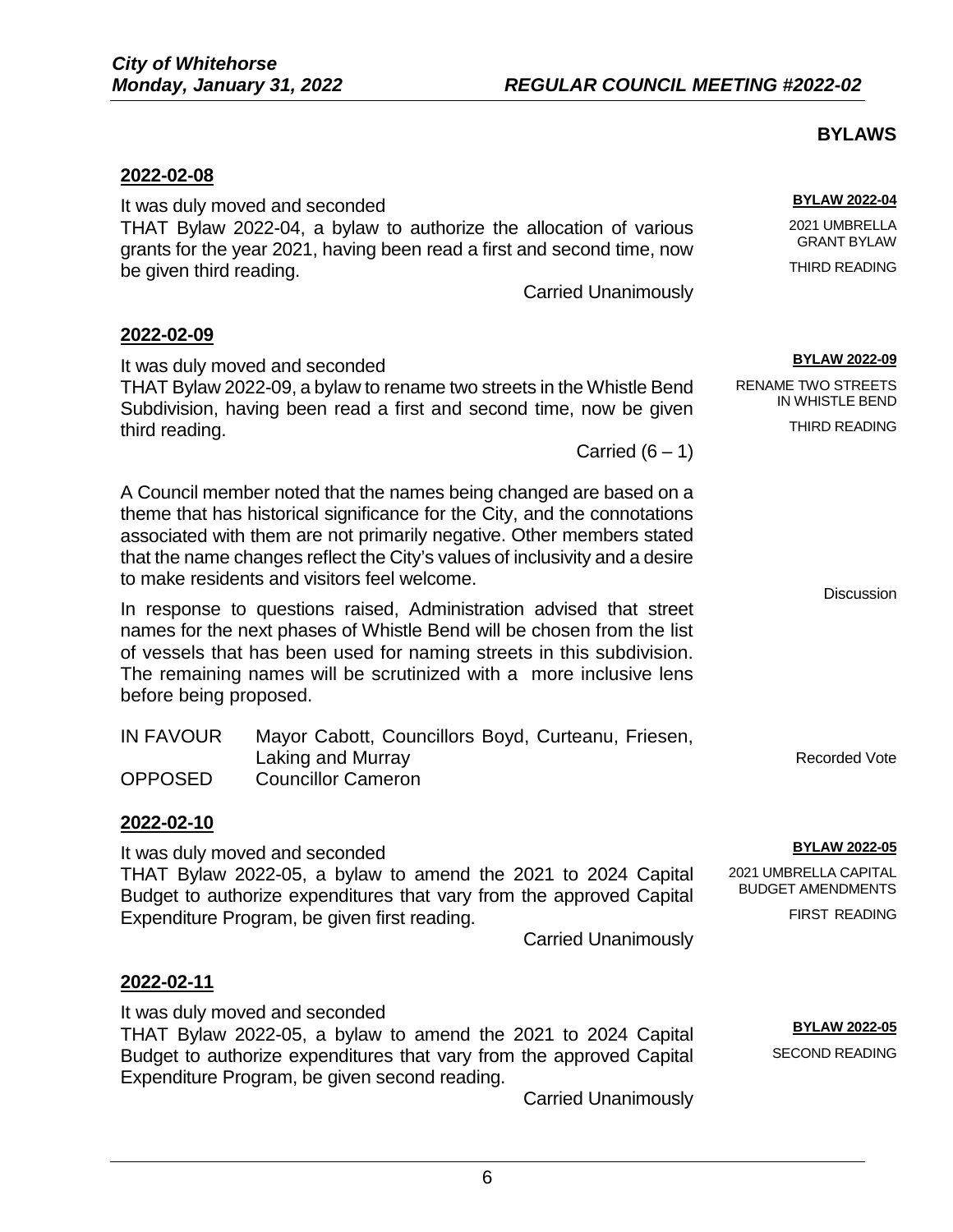## BYLAWS

**2022-02-08**

**BYLAW 2022-04**
2021 UMBRELLA GRANT BYLAW
THIRD READING

It was duly moved and seconded
THAT Bylaw 2022-04, a bylaw to authorize the allocation of various grants for the year 2021, having been read a first and second time, now be given third reading.

Carried Unanimously

**2022-02-09**

**BYLAW 2022-09**
RENAME TWO STREETS IN WHISTLE BEND
THIRD READING

It was duly moved and seconded
THAT Bylaw 2022-09, a bylaw to rename two streets in the Whistle Bend Subdivision, having been read a first and second time, now be given third reading.

Carried (6 – 1)

Discussion

A Council member noted that the names being changed are based on a theme that has historical significance for the City, and the connotations associated with them are not primarily negative. Other members stated that the name changes reflect the City's values of inclusivity and a desire to make residents and visitors feel welcome.

In response to questions raised, Administration advised that street names for the next phases of Whistle Bend will be chosen from the list of vessels that has been used for naming streets in this subdivision. The remaining names will be scrutinized with a more inclusive lens before being proposed.

Recorded Vote

| | |
|---|---|
| IN FAVOUR | Mayor Cabott, Councillors Boyd, Curteanu, Friesen, Laking and Murray |
| OPPOSED | Councillor Cameron |

**2022-02-10**

**BYLAW 2022-05**
2021 UMBRELLA CAPITAL BUDGET AMENDMENTS
FIRST READING

It was duly moved and seconded
THAT Bylaw 2022-05, a bylaw to amend the 2021 to 2024 Capital Budget to authorize expenditures that vary from the approved Capital Expenditure Program, be given first reading.

Carried Unanimously

**2022-02-11**

**BYLAW 2022-05**
SECOND READING

It was duly moved and seconded
THAT Bylaw 2022-05, a bylaw to amend the 2021 to 2024 Capital Budget to authorize expenditures that vary from the approved Capital Expenditure Program, be given second reading.

Carried Unanimously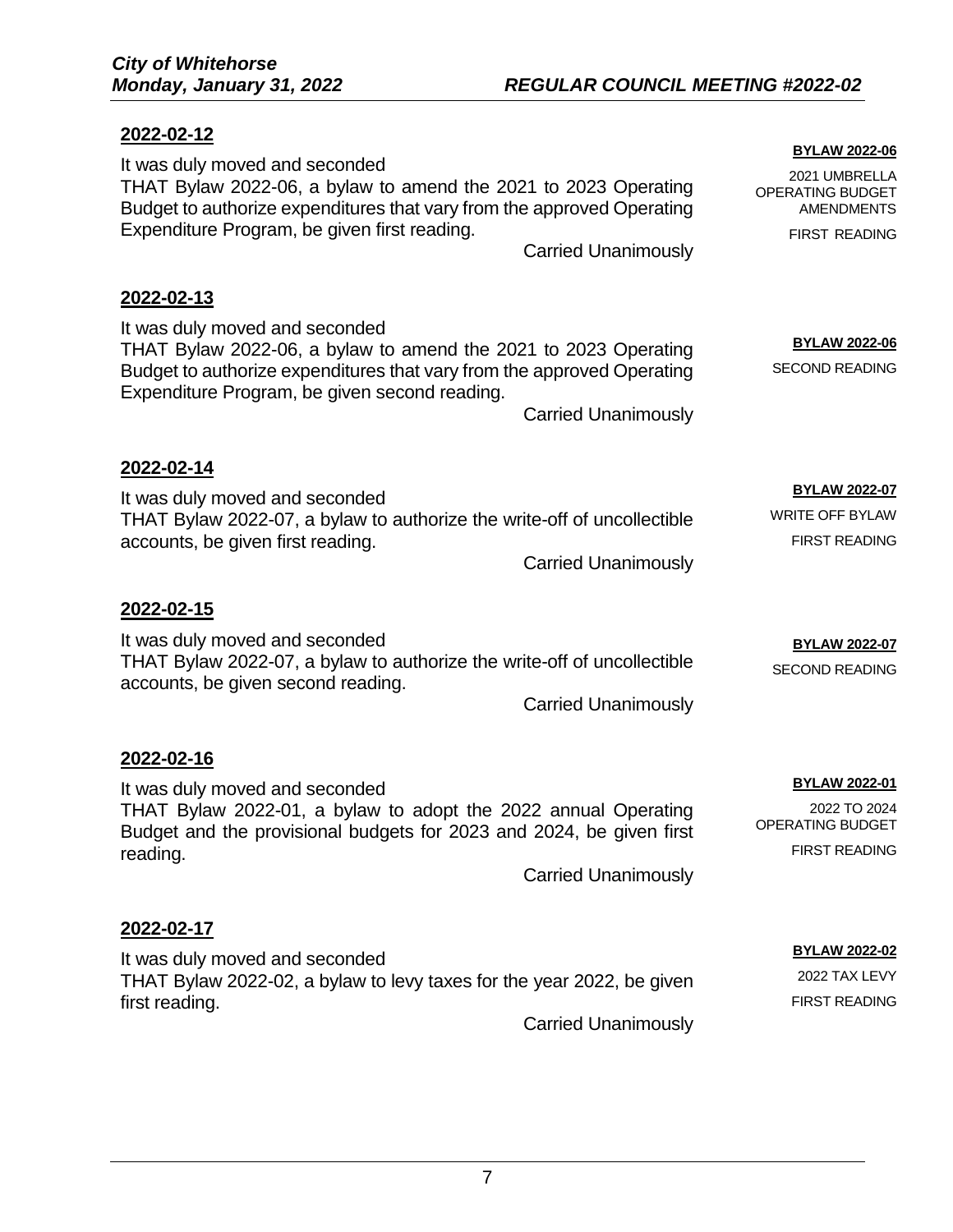**2022-02-12**

**BYLAW 2022-06**

2021 UMBRELLA OPERATING BUDGET AMENDMENTS

FIRST READING

It was duly moved and seconded
THAT Bylaw 2022-06, a bylaw to amend the 2021 to 2023 Operating Budget to authorize expenditures that vary from the approved Operating Expenditure Program, be given first reading.

Carried Unanimously

**2022-02-13**

**BYLAW 2022-06**

SECOND READING

It was duly moved and seconded
THAT Bylaw 2022-06, a bylaw to amend the 2021 to 2023 Operating Budget to authorize expenditures that vary from the approved Operating Expenditure Program, be given second reading.

Carried Unanimously

**2022-02-14**

**BYLAW 2022-07**

WRITE OFF BYLAW

FIRST READING

It was duly moved and seconded
THAT Bylaw 2022-07, a bylaw to authorize the write-off of uncollectible accounts, be given first reading.

Carried Unanimously

**2022-02-15**

**BYLAW 2022-07**

SECOND READING

It was duly moved and seconded
THAT Bylaw 2022-07, a bylaw to authorize the write-off of uncollectible accounts, be given second reading.

Carried Unanimously

**2022-02-16**

**BYLAW 2022-01**

2022 TO 2024 OPERATING BUDGET

FIRST READING

It was duly moved and seconded
THAT Bylaw 2022-01, a bylaw to adopt the 2022 annual Operating Budget and the provisional budgets for 2023 and 2024, be given first reading.

Carried Unanimously

**2022-02-17**

**BYLAW 2022-02**

2022 TAX LEVY

FIRST READING

It was duly moved and seconded
THAT Bylaw 2022-02, a bylaw to levy taxes for the year 2022, be given first reading.

Carried Unanimously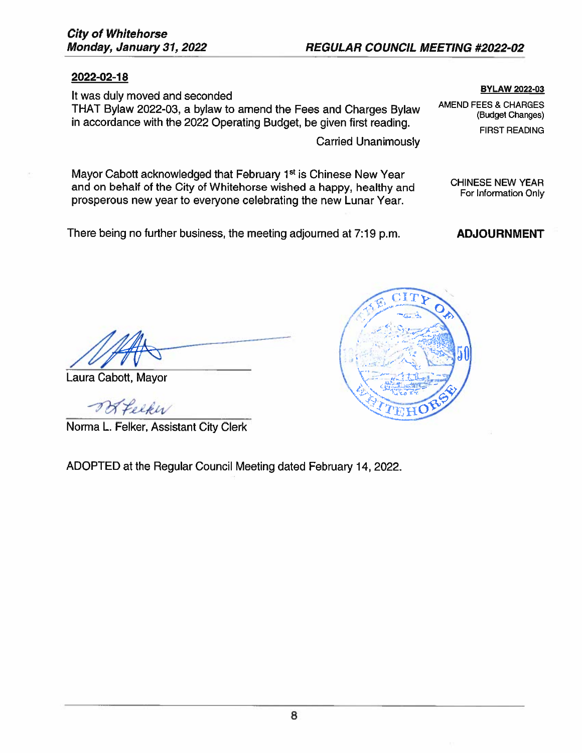**2022-02-18**

**BYLAW 2022-03**

AMEND FEES & CHARGES (Budget Changes)

FIRST READING

It was duly moved and seconded
THAT Bylaw 2022-03, a bylaw to amend the Fees and Charges Bylaw in accordance with the 2022 Operating Budget, be given first reading.

Carried Unanimously

CHINESE NEW YEAR
For Information Only

Mayor Cabott acknowledged that February 1st is Chinese New Year and on behalf of the City of Whitehorse wished a happy, healthy and prosperous new year to everyone celebrating the new Lunar Year.

**ADJOURNMENT**

There being no further business, the meeting adjourned at 7:19 p.m.

Laura Cabott, Mayor

Norma L. Felker, Assistant City Clerk

ADOPTED at the Regular Council Meeting dated February 14, 2022.